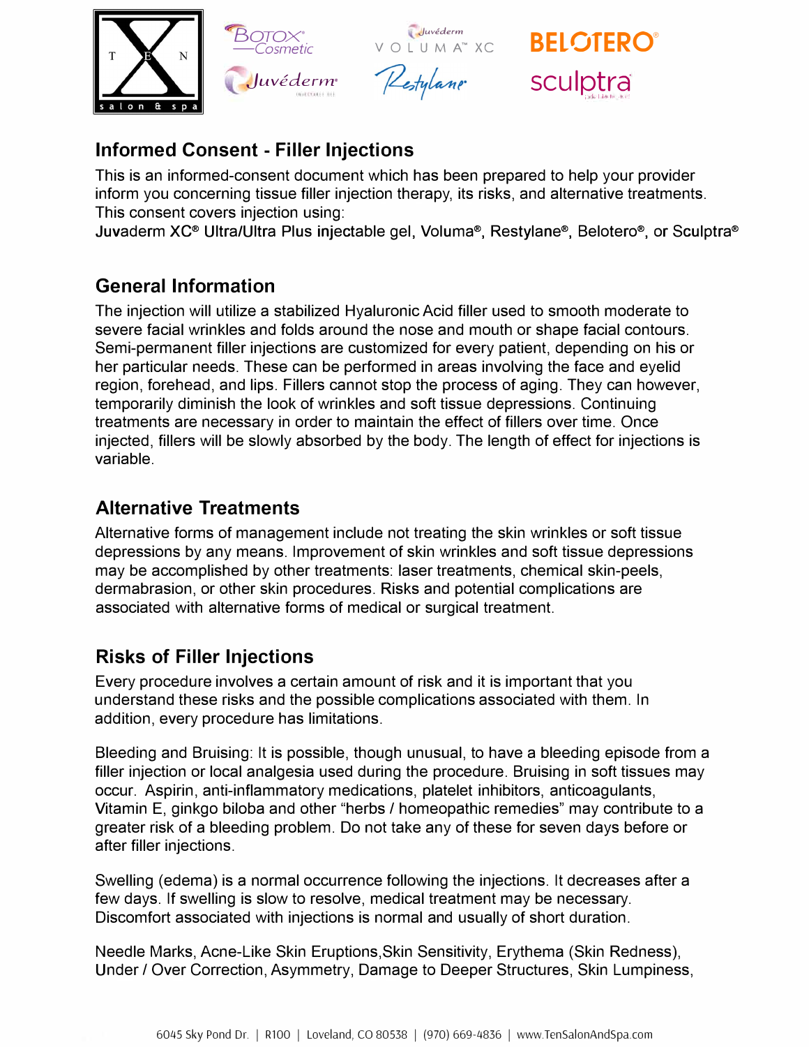## Informed Consent - Filler Injections

This is an informed-consent document which has been prepared to help your provider inform you concerning tissue filler injection therapy, its risks, and alternative treatments. This consent covers injection using:

**Juvaderm XC® Ultra/Ultra Plus injectable gel, Voluma®, Restylane®, Belotero®, or Sculptra®**

## General Information

The injection will utilize a stabilized Hyaluronic Acid filler used to smooth moderate to severe facial wrinkles and folds around the nose and mouth or shape facial contours. Semi-permanent filler injections are customized for every patient, depending on his or her particular needs. These can be performed in areas involving the face and eyelid region, forehead, and lips. Fillers cannot stop the process of aging. They can however, temporarily diminish the look of wrinkles and soft tissue depressions. Continuing treatments are necessary in order to maintain the effect of fillers over time. Once injected, fillers will be slowly absorbed by the body. The length of effect for injections is variable.

## Alternative Treatments

Alternative forms of management include not treating the skin wrinkles or soft tissue depressions by any means. Improvement of skin wrinkles and soft tissue depressions may be accomplished by other treatments: laser treatments, chemical skin-peels, dermabrasion, or other skin procedures. Risks and potential complications are associated with alternative forms of medical or surgical treatment.

## Risks of Filler Injections

Every procedure involves a certain amount of risk and it is important that you understand these risks and the possible complications associated with them. In addition, every procedure has limitations.

Bleeding and Bruising: It is possible, though unusual, to have a bleeding episode from a filler injection or local analgesia used during the procedure. Bruising in soft tissues may occur. Aspirin, anti-inflammatory medications, platelet inhibitors, anticoagulants, Vitamin E, ginkgo biloba and other "herbs / homeopathic remedies" may contribute to a greater risk of a bleeding problem. Do not take any of these for seven days before or after filler injections.

Swelling (edema) is a normal occurrence following the injections. It decreases after a few days. If swelling is slow to resolve, medical treatment may be necessary. Discomfort associated with injections is normal and usually of short duration.

Needle Marks, Acne-Like Skin Eruptions,Skin Sensitivity, Erythema (Skin Redness), Under / Over Correction, Asymmetry, Damage to Deeper Structures, Skin Lumpiness,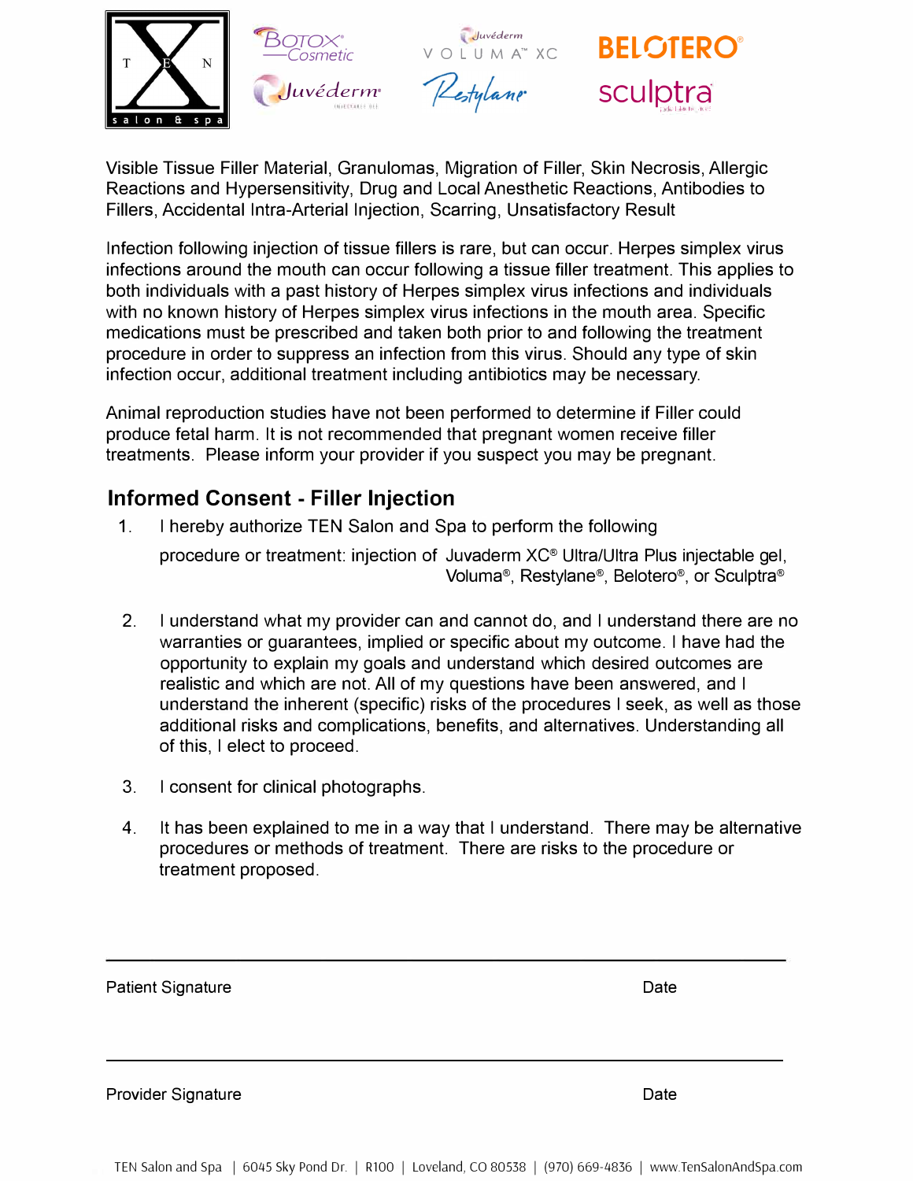Visible Tissue Filler Material, Granulomas, Migration of Filler, Skin Necrosis, Allergic Reactions and Hypersensitivity, Drug and Local Anesthetic Reactions, Antibodies to Fillers, Accidental Intra-Arterial Injection, Scarring, Unsatisfactory Result

Infection following injection of tissue fillers is rare, but can occur. Herpes simplex virus infections around the mouth can occur following a tissue filler treatment. This applies to both individuals with a past history of Herpes simplex virus infections and individuals with no known history of Herpes simplex virus infections in the mouth area. Specific medications must be prescribed and taken both prior to and following the treatment procedure in order to suppress an infection from this virus. Should any type of skin infection occur, additional treatment including antibiotics may be necessary.

Animal reproduction studies have not been performed to determine if Filler could produce fetal harm. It is not recommended that pregnant women receive filler treatments. Please inform your provider if you suspect you may be pregnant.

## Informed Consent - Filler Injection

1. I hereby authorize TEN Salon and Spa to perform the following procedure or treatment: injection of Juvaderm XC® Ultra/Ultra Plus injectable gel, Voluma®, Restylane®, Belotero®, or Sculptra®

2. I understand what my provider can and cannot do, and I understand there are no warranties or guarantees, implied or specific about my outcome. I have had the opportunity to explain my goals and understand which desired outcomes are realistic and which are not. All of my questions have been answered, and I understand the inherent (specific) risks of the procedures I seek, as well as those additional risks and complications, benefits, and alternatives. Understanding all of this, I elect to proceed.

3. I consent for clinical photographs.

4. It has been explained to me in a way that I understand. There may be alternative procedures or methods of treatment. There are risks to the procedure or treatment proposed.

\_\_\_\_\_\_\_\_\_\_\_\_\_\_\_\_\_\_\_\_\_\_\_\_\_\_\_\_\_\_\_\_\_\_\_\_\_\_\_\_\_\_\_\_\_\_\_\_\_\_\_\_\_\_\_\_\_\_

Patient Signature                                                            Date

\_\_\_\_\_\_\_\_\_\_\_\_\_\_\_\_\_\_\_\_\_\_\_\_\_\_\_\_\_\_\_\_\_\_\_\_\_\_\_\_\_\_\_\_\_\_\_\_\_\_\_\_\_\_\_\_\_\_

Provider Signature                                                           Date